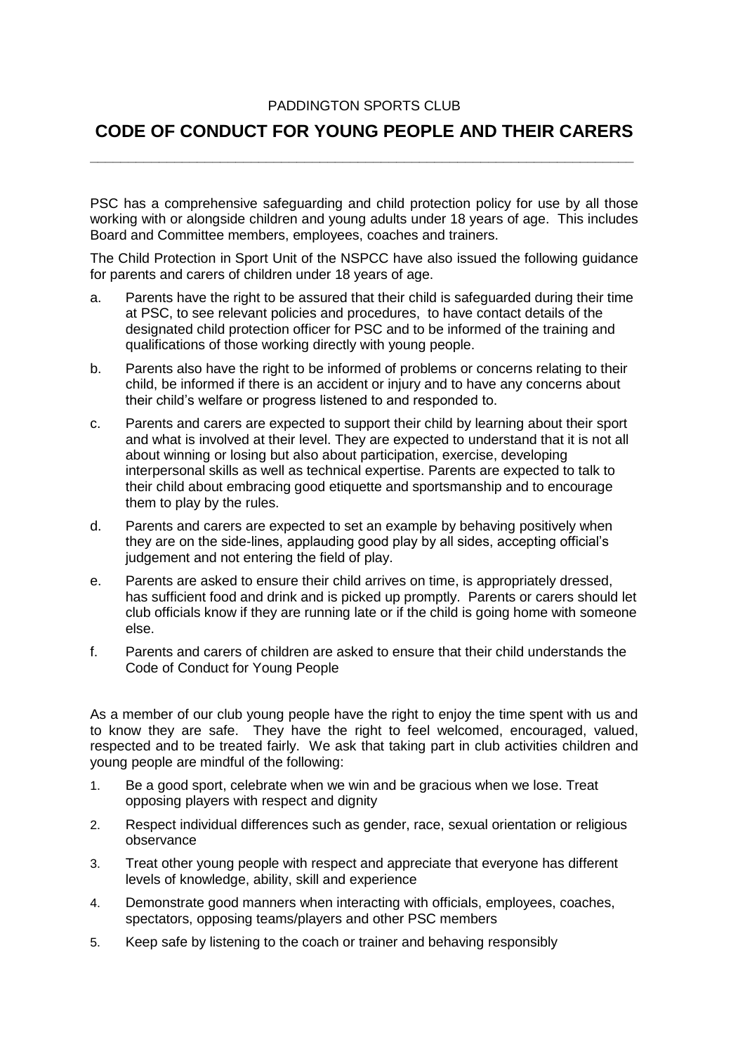PADDINGTON SPORTS CLUB

# CODE OF CONDUCT FOR YOUNG PEOPLE AND THEIR CARERS

---

PSC has a comprehensive safeguarding and child protection policy for use by all those working with or alongside children and young adults under 18 years of age. This includes Board and Committee members, employees, coaches and trainers.

The Child Protection in Sport Unit of the NSPCC have also issued the following guidance for parents and carers of children under 18 years of age.

a. Parents have the right to be assured that their child is safeguarded during their time at PSC, to see relevant policies and procedures, to have contact details of the designated child protection officer for PSC and to be informed of the training and qualifications of those working directly with young people.

b. Parents also have the right to be informed of problems or concerns relating to their child, be informed if there is an accident or injury and to have any concerns about their child's welfare or progress listened to and responded to.

c. Parents and carers are expected to support their child by learning about their sport and what is involved at their level. They are expected to understand that it is not all about winning or losing but also about participation, exercise, developing interpersonal skills as well as technical expertise. Parents are expected to talk to their child about embracing good etiquette and sportsmanship and to encourage them to play by the rules.

d. Parents and carers are expected to set an example by behaving positively when they are on the side-lines, applauding good play by all sides, accepting official's judgement and not entering the field of play.

e. Parents are asked to ensure their child arrives on time, is appropriately dressed, has sufficient food and drink and is picked up promptly. Parents or carers should let club officials know if they are running late or if the child is going home with someone else.

f. Parents and carers of children are asked to ensure that their child understands the Code of Conduct for Young People

As a member of our club young people have the right to enjoy the time spent with us and to know they are safe. They have the right to feel welcomed, encouraged, valued, respected and to be treated fairly. We ask that taking part in club activities children and young people are mindful of the following:

1. Be a good sport, celebrate when we win and be gracious when we lose. Treat opposing players with respect and dignity
2. Respect individual differences such as gender, race, sexual orientation or religious observance
3. Treat other young people with respect and appreciate that everyone has different levels of knowledge, ability, skill and experience
4. Demonstrate good manners when interacting with officials, employees, coaches, spectators, opposing teams/players and other PSC members
5. Keep safe by listening to the coach or trainer and behaving responsibly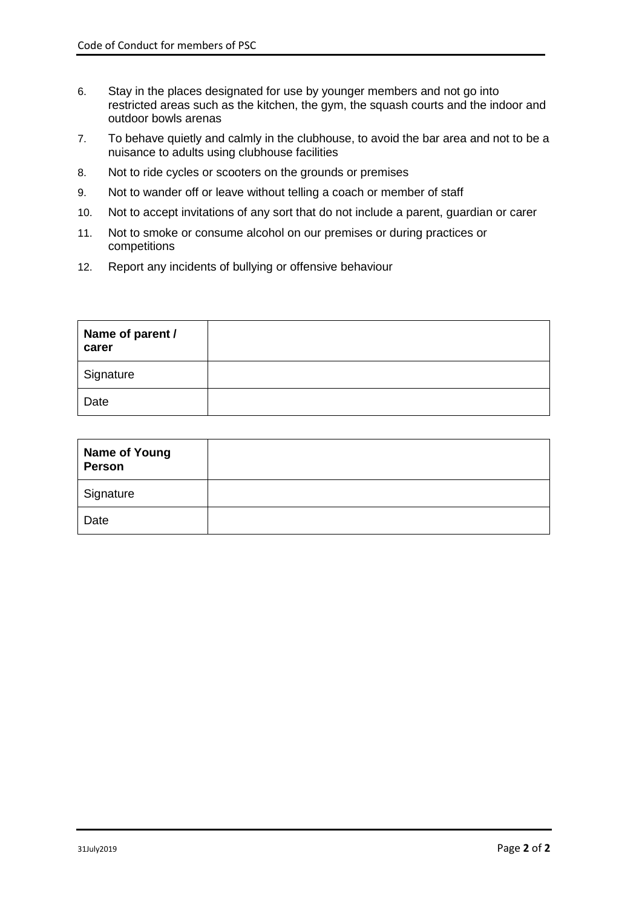6. Stay in the places designated for use by younger members and not go into restricted areas such as the kitchen, the gym, the squash courts and the indoor and outdoor bowls arenas
7. To behave quietly and calmly in the clubhouse, to avoid the bar area and not to be a nuisance to adults using clubhouse facilities
8. Not to ride cycles or scooters on the grounds or premises
9. Not to wander off or leave without telling a coach or member of staff
10. Not to accept invitations of any sort that do not include a parent, guardian or carer
11. Not to smoke or consume alcohol on our premises or during practices or competitions
12. Report any incidents of bullying or offensive behaviour

| | |
|---|---|
| **Name of parent / carer** | |
| Signature | |
| Date | |

| | |
|---|---|
| **Name of Young Person** | |
| Signature | |
| Date | |